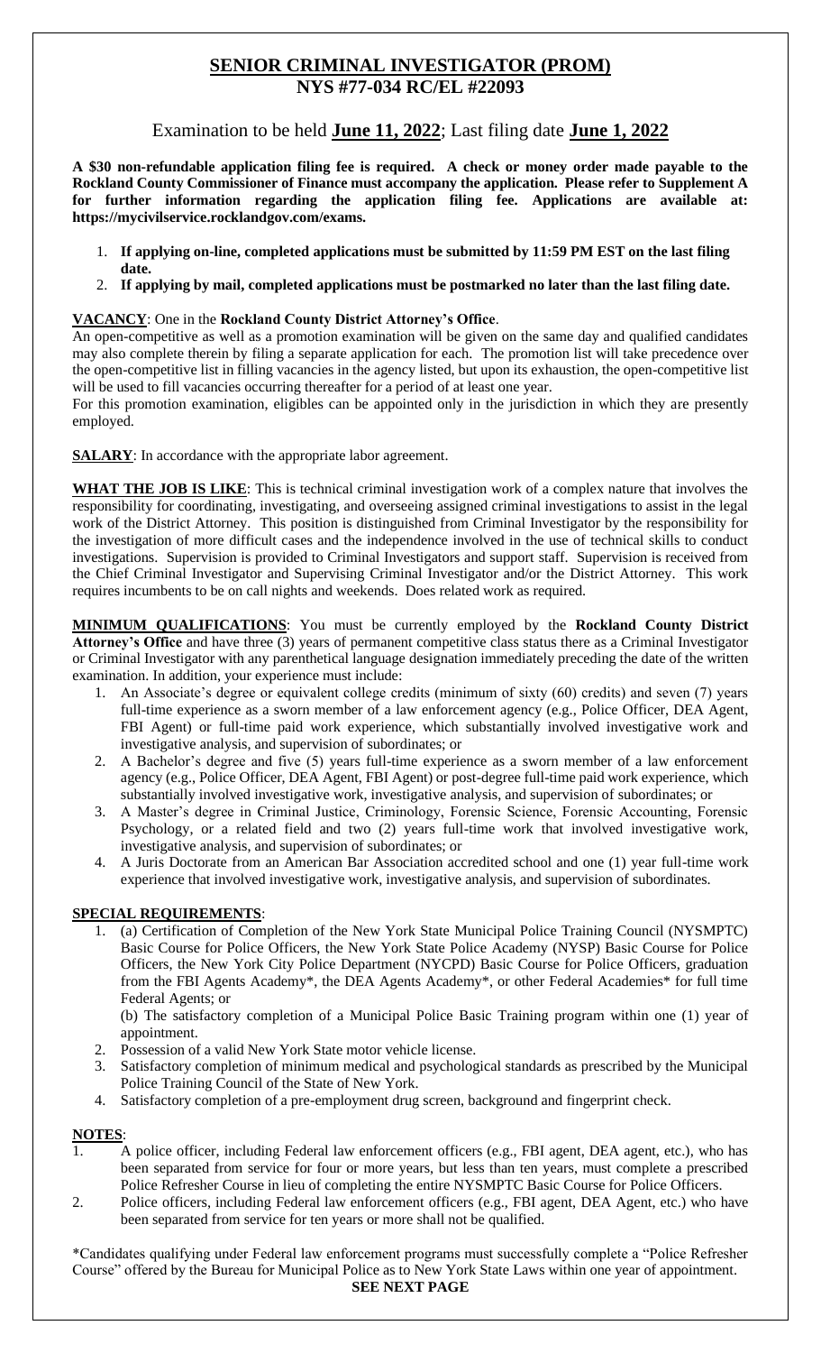# SENIOR CRIMINAL INVESTIGATOR (PROM)
## NYS #77-034 RC/EL #22093

Examination to be held **June 11, 2022**; Last filing date **June 1, 2022**

**A $30 non-refundable application filing fee is required. A check or money order made payable to the Rockland County Commissioner of Finance must accompany the application. Please refer to Supplement A for further information regarding the application filing fee. Applications are available at: https://mycivilservice.rocklandgov.com/exams.**

1. **If applying on-line, completed applications must be submitted by 11:59 PM EST on the last filing date.**
2. **If applying by mail, completed applications must be postmarked no later than the last filing date.**

**VACANCY**: One in the **Rockland County District Attorney's Office**.

An open-competitive as well as a promotion examination will be given on the same day and qualified candidates may also complete therein by filing a separate application for each. The promotion list will take precedence over the open-competitive list in filling vacancies in the agency listed, but upon its exhaustion, the open-competitive list will be used to fill vacancies occurring thereafter for a period of at least one year.

For this promotion examination, eligibles can be appointed only in the jurisdiction in which they are presently employed.

**SALARY**: In accordance with the appropriate labor agreement.

**WHAT THE JOB IS LIKE**: This is technical criminal investigation work of a complex nature that involves the responsibility for coordinating, investigating, and overseeing assigned criminal investigations to assist in the legal work of the District Attorney. This position is distinguished from Criminal Investigator by the responsibility for the investigation of more difficult cases and the independence involved in the use of technical skills to conduct investigations. Supervision is provided to Criminal Investigators and support staff. Supervision is received from the Chief Criminal Investigator and Supervising Criminal Investigator and/or the District Attorney. This work requires incumbents to be on call nights and weekends. Does related work as required.

**MINIMUM QUALIFICATIONS**: You must be currently employed by the **Rockland County District Attorney's Office** and have three (3) years of permanent competitive class status there as a Criminal Investigator or Criminal Investigator with any parenthetical language designation immediately preceding the date of the written examination. In addition, your experience must include:

1. An Associate's degree or equivalent college credits (minimum of sixty (60) credits) and seven (7) years full-time experience as a sworn member of a law enforcement agency (e.g., Police Officer, DEA Agent, FBI Agent) or full-time paid work experience, which substantially involved investigative work and investigative analysis, and supervision of subordinates; or
2. A Bachelor's degree and five (5) years full-time experience as a sworn member of a law enforcement agency (e.g., Police Officer, DEA Agent, FBI Agent) or post-degree full-time paid work experience, which substantially involved investigative work, investigative analysis, and supervision of subordinates; or
3. A Master's degree in Criminal Justice, Criminology, Forensic Science, Forensic Accounting, Forensic Psychology, or a related field and two (2) years full-time work that involved investigative work, investigative analysis, and supervision of subordinates; or
4. A Juris Doctorate from an American Bar Association accredited school and one (1) year full-time work experience that involved investigative work, investigative analysis, and supervision of subordinates.

**SPECIAL REQUIREMENTS**:

1. (a) Certification of Completion of the New York State Municipal Police Training Council (NYSMPTC) Basic Course for Police Officers, the New York State Police Academy (NYSP) Basic Course for Police Officers, the New York City Police Department (NYCPD) Basic Course for Police Officers, graduation from the FBI Agents Academy*, the DEA Agents Academy*, or other Federal Academies* for full time Federal Agents; or

   (b) The satisfactory completion of a Municipal Police Basic Training program within one (1) year of appointment.
2. Possession of a valid New York State motor vehicle license.
3. Satisfactory completion of minimum medical and psychological standards as prescribed by the Municipal Police Training Council of the State of New York.
4. Satisfactory completion of a pre-employment drug screen, background and fingerprint check.

**NOTES**:

1. A police officer, including Federal law enforcement officers (e.g., FBI agent, DEA agent, etc.), who has been separated from service for four or more years, but less than ten years, must complete a prescribed Police Refresher Course in lieu of completing the entire NYSMPTC Basic Course for Police Officers.
2. Police officers, including Federal law enforcement officers (e.g., FBI agent, DEA Agent, etc.) who have been separated from service for ten years or more shall not be qualified.

*Candidates qualifying under Federal law enforcement programs must successfully complete a "Police Refresher Course" offered by the Bureau for Municipal Police as to New York State Laws within one year of appointment.

**SEE NEXT PAGE**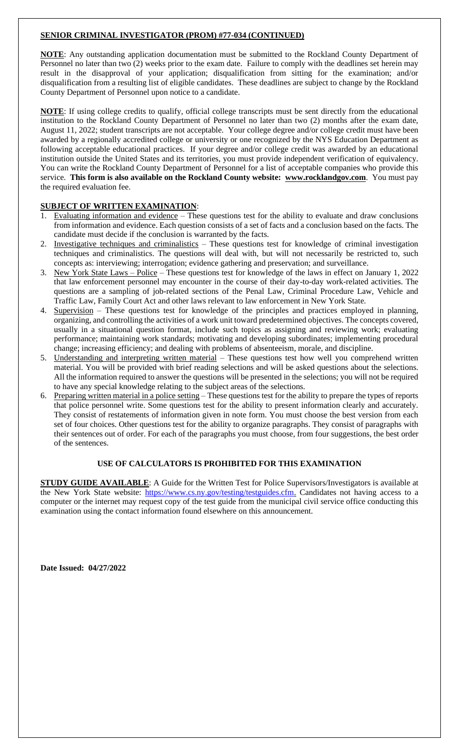**SENIOR CRIMINAL INVESTIGATOR (PROM) #77-034 (CONTINUED)**

**NOTE**: Any outstanding application documentation must be submitted to the Rockland County Department of Personnel no later than two (2) weeks prior to the exam date. Failure to comply with the deadlines set herein may result in the disapproval of your application; disqualification from sitting for the examination; and/or disqualification from a resulting list of eligible candidates. These deadlines are subject to change by the Rockland County Department of Personnel upon notice to a candidate.

**NOTE**: If using college credits to qualify, official college transcripts must be sent directly from the educational institution to the Rockland County Department of Personnel no later than two (2) months after the exam date, August 11, 2022; student transcripts are not acceptable. Your college degree and/or college credit must have been awarded by a regionally accredited college or university or one recognized by the NYS Education Department as following acceptable educational practices. If your degree and/or college credit was awarded by an educational institution outside the United States and its territories, you must provide independent verification of equivalency. You can write the Rockland County Department of Personnel for a list of acceptable companies who provide this service. **This form is also available on the Rockland County website: www.rocklandgov.com**. You must pay the required evaluation fee.

**SUBJECT OF WRITTEN EXAMINATION**:

1. Evaluating information and evidence – These questions test for the ability to evaluate and draw conclusions from information and evidence. Each question consists of a set of facts and a conclusion based on the facts. The candidate must decide if the conclusion is warranted by the facts.
2. Investigative techniques and criminalistics – These questions test for knowledge of criminal investigation techniques and criminalistics. The questions will deal with, but will not necessarily be restricted to, such concepts as: interviewing; interrogation; evidence gathering and preservation; and surveillance.
3. New York State Laws – Police – These questions test for knowledge of the laws in effect on January 1, 2022 that law enforcement personnel may encounter in the course of their day-to-day work-related activities. The questions are a sampling of job-related sections of the Penal Law, Criminal Procedure Law, Vehicle and Traffic Law, Family Court Act and other laws relevant to law enforcement in New York State.
4. Supervision – These questions test for knowledge of the principles and practices employed in planning, organizing, and controlling the activities of a work unit toward predetermined objectives. The concepts covered, usually in a situational question format, include such topics as assigning and reviewing work; evaluating performance; maintaining work standards; motivating and developing subordinates; implementing procedural change; increasing efficiency; and dealing with problems of absenteeism, morale, and discipline.
5. Understanding and interpreting written material – These questions test how well you comprehend written material. You will be provided with brief reading selections and will be asked questions about the selections. All the information required to answer the questions will be presented in the selections; you will not be required to have any special knowledge relating to the subject areas of the selections.
6. Preparing written material in a police setting – These questions test for the ability to prepare the types of reports that police personnel write. Some questions test for the ability to present information clearly and accurately. They consist of restatements of information given in note form. You must choose the best version from each set of four choices. Other questions test for the ability to organize paragraphs. They consist of paragraphs with their sentences out of order. For each of the paragraphs you must choose, from four suggestions, the best order of the sentences.

**USE OF CALCULATORS IS PROHIBITED FOR THIS EXAMINATION**

**STUDY GUIDE AVAILABLE**: A Guide for the Written Test for Police Supervisors/Investigators is available at the New York State website: https://www.cs.ny.gov/testing/testguides.cfm. Candidates not having access to a computer or the internet may request copy of the test guide from the municipal civil service office conducting this examination using the contact information found elsewhere on this announcement.

**Date Issued: 04/27/2022**